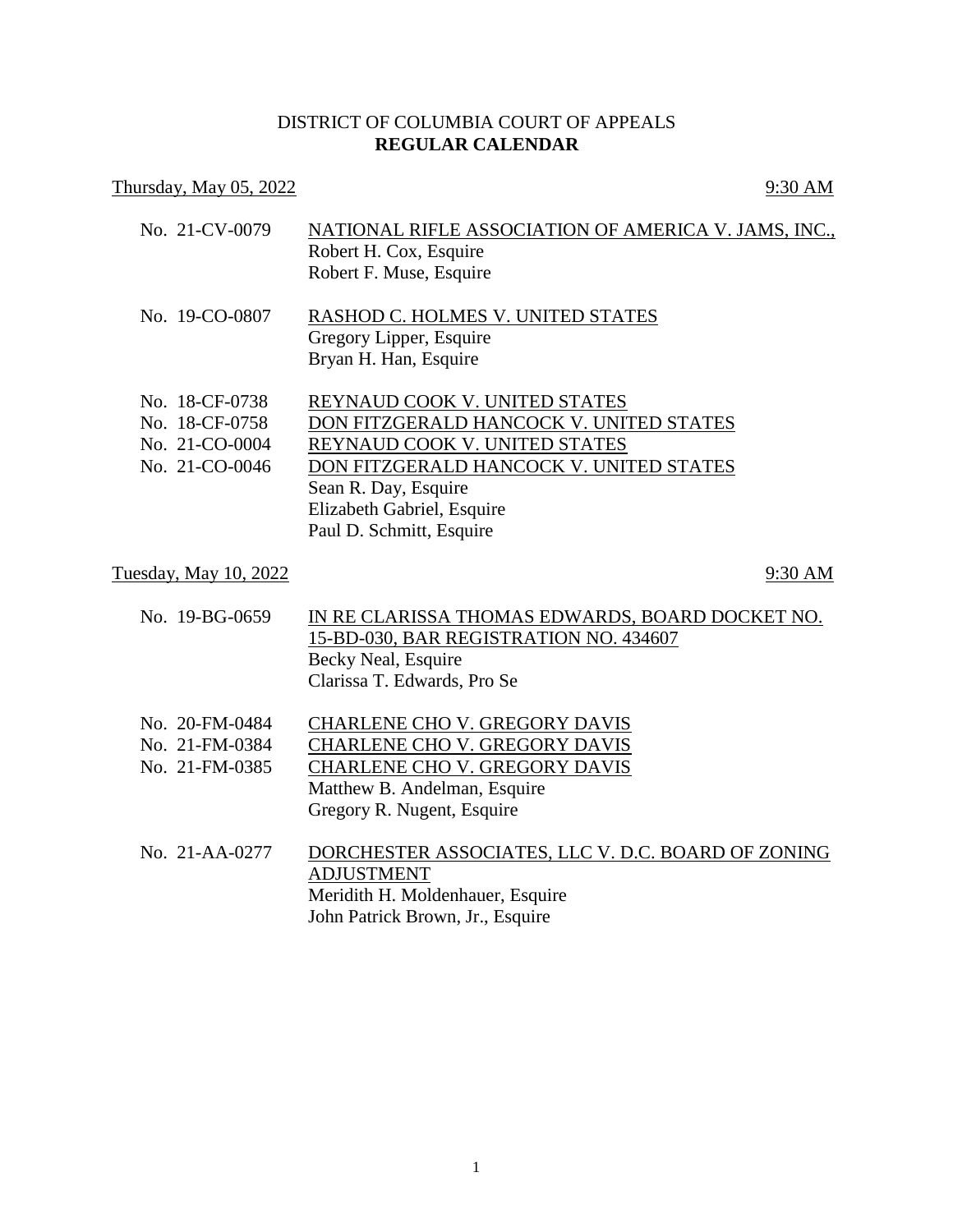# DISTRICT OF COLUMBIA COURT OF APPEALS
## **REGULAR CALENDAR**

Thursday, May 05, 2022 — 9:30 AM

No. 21-CV-0079 — NATIONAL RIFLE ASSOCIATION OF AMERICA V. JAMS, INC.,
Robert H. Cox, Esquire
Robert F. Muse, Esquire

No. 19-CO-0807 — RASHOD C. HOLMES V. UNITED STATES
Gregory Lipper, Esquire
Bryan H. Han, Esquire

No. 18-CF-0738 — REYNAUD COOK V. UNITED STATES
No. 18-CF-0758 — DON FITZGERALD HANCOCK V. UNITED STATES
No. 21-CO-0004 — REYNAUD COOK V. UNITED STATES
No. 21-CO-0046 — DON FITZGERALD HANCOCK V. UNITED STATES
Sean R. Day, Esquire
Elizabeth Gabriel, Esquire
Paul D. Schmitt, Esquire

Tuesday, May 10, 2022 — 9:30 AM

No. 19-BG-0659 — IN RE CLARISSA THOMAS EDWARDS, BOARD DOCKET NO. 15-BD-030, BAR REGISTRATION NO. 434607
Becky Neal, Esquire
Clarissa T. Edwards, Pro Se

No. 20-FM-0484 — CHARLENE CHO V. GREGORY DAVIS
No. 21-FM-0384 — CHARLENE CHO V. GREGORY DAVIS
No. 21-FM-0385 — CHARLENE CHO V. GREGORY DAVIS
Matthew B. Andelman, Esquire
Gregory R. Nugent, Esquire

No. 21-AA-0277 — DORCHESTER ASSOCIATES, LLC V. D.C. BOARD OF ZONING ADJUSTMENT
Meridith H. Moldenhauer, Esquire
John Patrick Brown, Jr., Esquire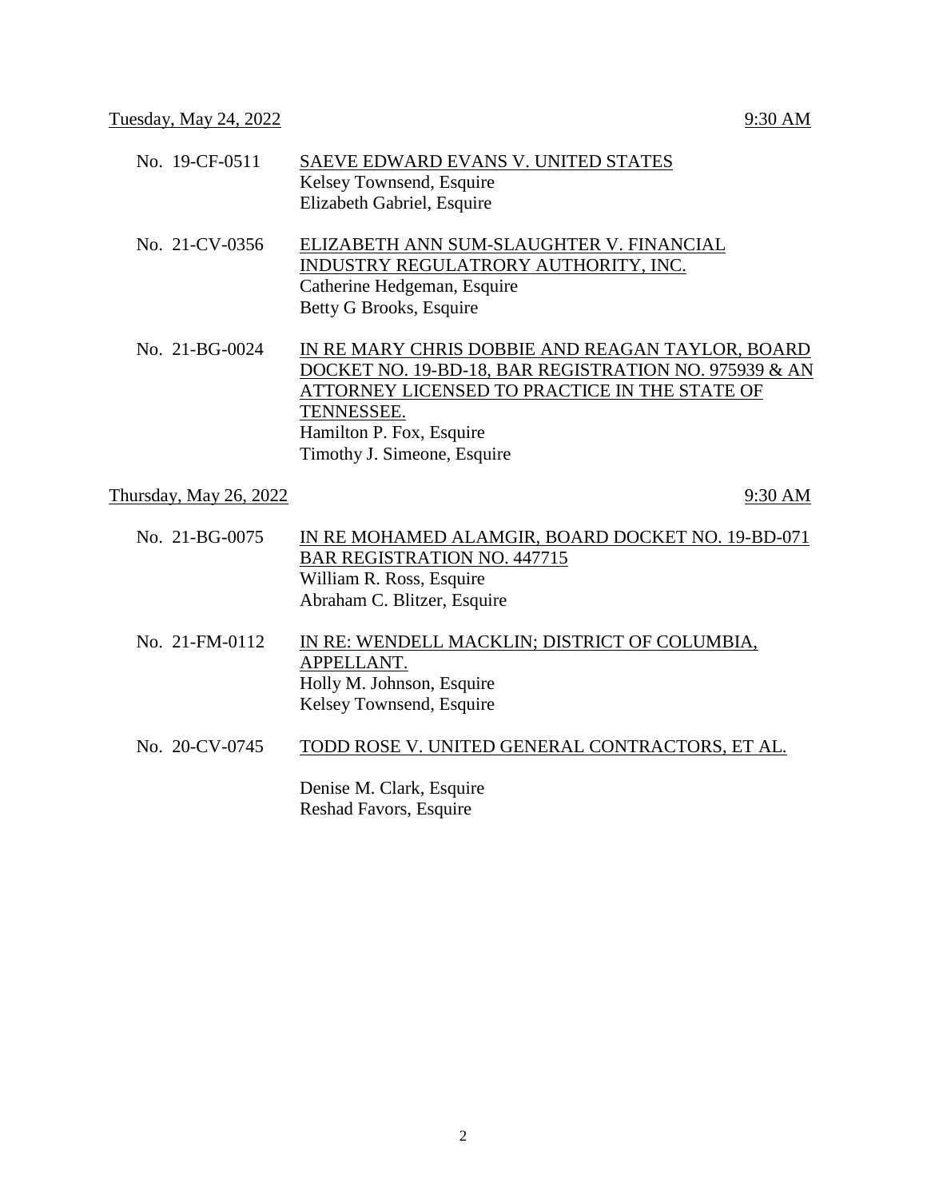Tuesday, May 24, 2022 9:30 AM

| | |
|---|---|
| No. 19-CF-0511 | SAEVE EDWARD EVANS V. UNITED STATES<br>Kelsey Townsend, Esquire<br>Elizabeth Gabriel, Esquire |
| No. 21-CV-0356 | ELIZABETH ANN SUM-SLAUGHTER V. FINANCIAL INDUSTRY REGULATRORY AUTHORITY, INC.<br>Catherine Hedgeman, Esquire<br>Betty G Brooks, Esquire |
| No. 21-BG-0024 | IN RE MARY CHRIS DOBBIE AND REAGAN TAYLOR, BOARD DOCKET NO. 19-BD-18, BAR REGISTRATION NO. 975939 & AN ATTORNEY LICENSED TO PRACTICE IN THE STATE OF TENNESSEE.<br>Hamilton P. Fox, Esquire<br>Timothy J. Simeone, Esquire |

Thursday, May 26, 2022 9:30 AM

| | |
|---|---|
| No. 21-BG-0075 | IN RE MOHAMED ALAMGIR, BOARD DOCKET NO. 19-BD-071 BAR REGISTRATION NO. 447715<br>William R. Ross, Esquire<br>Abraham C. Blitzer, Esquire |
| No. 21-FM-0112 | IN RE: WENDELL MACKLIN; DISTRICT OF COLUMBIA, APPELLANT.<br>Holly M. Johnson, Esquire<br>Kelsey Townsend, Esquire |
| No. 20-CV-0745 | TODD ROSE V. UNITED GENERAL CONTRACTORS, ET AL.<br>Denise M. Clark, Esquire<br>Reshad Favors, Esquire |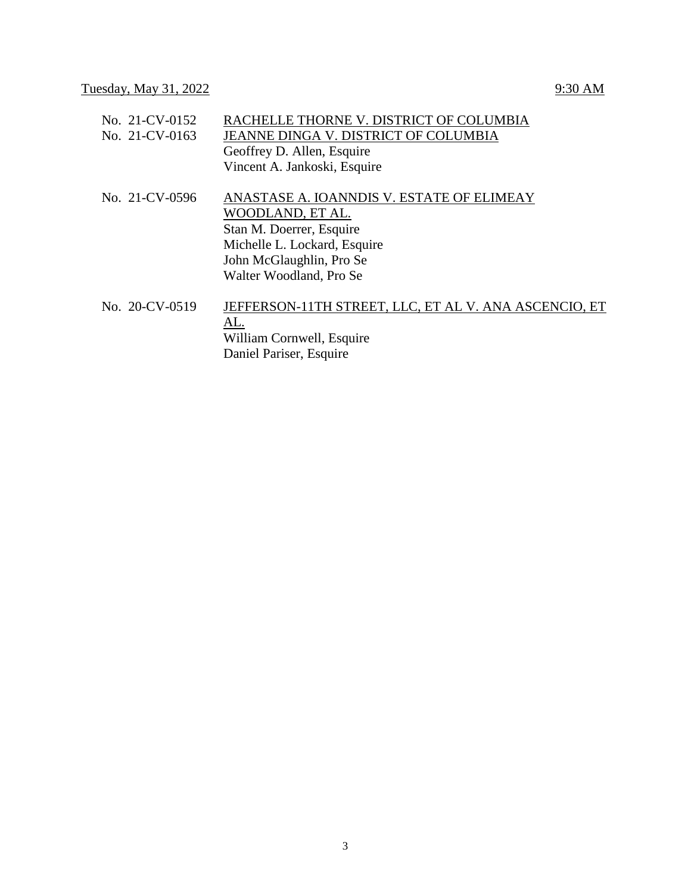Tuesday, May 31, 2022 9:30 AM

| | |
|---|---|
| No. 21-CV-0152<br>No. 21-CV-0163 | RACHELLE THORNE V. DISTRICT OF COLUMBIA<br>JEANNE DINGA V. DISTRICT OF COLUMBIA<br>Geoffrey D. Allen, Esquire<br>Vincent A. Jankoski, Esquire |
| No. 21-CV-0596 | ANASTASE A. IOANNDIS V. ESTATE OF ELIMEAY WOODLAND, ET AL.<br>Stan M. Doerrer, Esquire<br>Michelle L. Lockard, Esquire<br>John McGlaughlin, Pro Se<br>Walter Woodland, Pro Se |
| No. 20-CV-0519 | JEFFERSON-11TH STREET, LLC, ET AL V. ANA ASCENCIO, ET AL.<br>William Cornwell, Esquire<br>Daniel Pariser, Esquire |